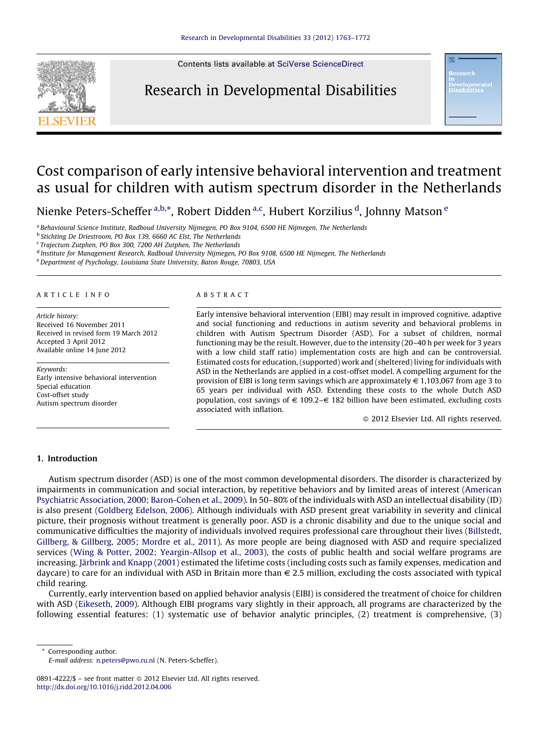# Cost comparison of early intensive behavioral intervention and treatment as usual for children with autism spectrum disorder in the Netherlands

Nienke Peters-Scheffer[a,b,*], Robert Didden[a,c], Hubert Korzilius[d], Johnny Matson[e]

[a] Behavioural Science Institute, Radboud University Nijmegen, PO Box 9104, 6500 HE Nijmegen, The Netherlands
[b] Stichting De Driestroom, PO Box 139, 6660 AC Elst, The Netherlands
[c] Trajectum Zutphen, PO Box 300, 7200 AH Zutphen, The Netherlands
[d] Institute for Management Research, Radboud University Nijmegen, PO Box 9108, 6500 HE Nijmegen, The Netherlands
[e] Department of Psychology, Louisiana State University, Baton Rouge, 70803, USA

**ARTICLE INFO**

*Article history:*
Received 16 November 2011
Received in revised form 19 March 2012
Accepted 3 April 2012
Available online 14 June 2012

*Keywords:*
Early intensive behavioral intervention
Special education
Cost-offset study
Autism spectrum disorder

**ABSTRACT**

Early intensive behavioral intervention (EIBI) may result in improved cognitive, adaptive and social functioning and reductions in autism severity and behavioral problems in children with Autism Spectrum Disorder (ASD). For a subset of children, normal functioning may be the result. However, due to the intensity (20–40 h per week for 3 years with a low child staff ratio) implementation costs are high and can be controversial. Estimated costs for education, (supported) work and (sheltered) living for individuals with ASD in the Netherlands are applied in a cost-offset model. A compelling argument for the provision of EIBI is long term savings which are approximately € 1,103,067 from age 3 to 65 years per individual with ASD. Extending these costs to the whole Dutch ASD population, cost savings of € 109.2–€ 182 billion have been estimated, excluding costs associated with inflation.

© 2012 Elsevier Ltd. All rights reserved.

## 1. Introduction

Autism spectrum disorder (ASD) is one of the most common developmental disorders. The disorder is characterized by impairments in communication and social interaction, by repetitive behaviors and by limited areas of interest (American Psychiatric Association, 2000; Baron-Cohen et al., 2009). In 50–80% of the individuals with ASD an intellectual disability (ID) is also present (Goldberg Edelson, 2006). Although individuals with ASD present great variability in severity and clinical picture, their prognosis without treatment is generally poor. ASD is a chronic disability and due to the unique social and communicative difficulties the majority of individuals involved requires professional care throughout their lives (Billstedt, Gillberg, & Gillberg, 2005; Mordre et al., 2011). As more people are being diagnosed with ASD and require specialized services (Wing & Potter, 2002; Yeargin-Allsop et al., 2003), the costs of public health and social welfare programs are increasing. Järbrink and Knapp (2001) estimated the lifetime costs (including costs such as family expenses, medication and daycare) to care for an individual with ASD in Britain more than € 2.5 million, excluding the costs associated with typical child rearing.

Currently, early intervention based on applied behavior analysis (EIBI) is considered the treatment of choice for children with ASD (Eikeseth, 2009). Although EIBI programs vary slightly in their approach, all programs are characterized by the following essential features: (1) systematic use of behavior analytic principles, (2) treatment is comprehensive, (3)

\* Corresponding author.
*E-mail address:* n.peters@pwo.ru.nl (N. Peters-Scheffer).

0891-4222/$ – see front matter © 2012 Elsevier Ltd. All rights reserved.
http://dx.doi.org/10.1016/j.ridd.2012.04.006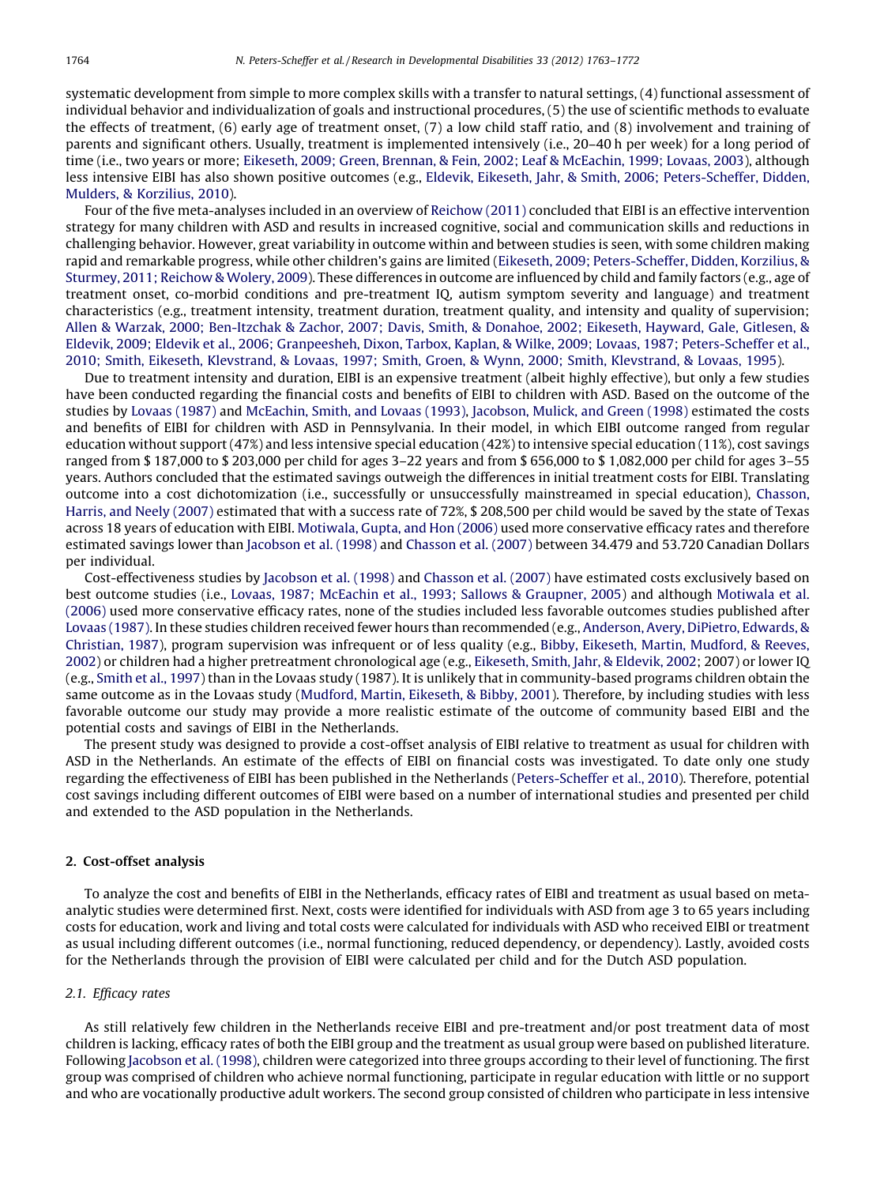systematic development from simple to more complex skills with a transfer to natural settings, (4) functional assessment of individual behavior and individualization of goals and instructional procedures, (5) the use of scientific methods to evaluate the effects of treatment, (6) early age of treatment onset, (7) a low child staff ratio, and (8) involvement and training of parents and significant others. Usually, treatment is implemented intensively (i.e., 20–40 h per week) for a long period of time (i.e., two years or more; Eikeseth, 2009; Green, Brennan, & Fein, 2002; Leaf & McEachin, 1999; Lovaas, 2003), although less intensive EIBI has also shown positive outcomes (e.g., Eldevik, Eikeseth, Jahr, & Smith, 2006; Peters-Scheffer, Didden, Mulders, & Korzilius, 2010).

Four of the five meta-analyses included in an overview of Reichow (2011) concluded that EIBI is an effective intervention strategy for many children with ASD and results in increased cognitive, social and communication skills and reductions in challenging behavior. However, great variability in outcome within and between studies is seen, with some children making rapid and remarkable progress, while other children's gains are limited (Eikeseth, 2009; Peters-Scheffer, Didden, Korzilius, & Sturmey, 2011; Reichow & Wolery, 2009). These differences in outcome are influenced by child and family factors (e.g., age of treatment onset, co-morbid conditions and pre-treatment IQ, autism symptom severity and language) and treatment characteristics (e.g., treatment intensity, treatment duration, treatment quality, and intensity and quality of supervision; Allen & Warzak, 2000; Ben-Itzchak & Zachor, 2007; Davis, Smith, & Donahoe, 2002; Eikeseth, Hayward, Gale, Gitlesen, & Eldevik, 2009; Eldevik et al., 2006; Granpeesheh, Dixon, Tarbox, Kaplan, & Wilke, 2009; Lovaas, 1987; Peters-Scheffer et al., 2010; Smith, Eikeseth, Klevstrand, & Lovaas, 1997; Smith, Groen, & Wynn, 2000; Smith, Klevstrand, & Lovaas, 1995).

Due to treatment intensity and duration, EIBI is an expensive treatment (albeit highly effective), but only a few studies have been conducted regarding the financial costs and benefits of EIBI to children with ASD. Based on the outcome of the studies by Lovaas (1987) and McEachin, Smith, and Lovaas (1993), Jacobson, Mulick, and Green (1998) estimated the costs and benefits of EIBI for children with ASD in Pennsylvania. In their model, in which EIBI outcome ranged from regular education without support (47%) and less intensive special education (42%) to intensive special education (11%), cost savings ranged from \$ 187,000 to \$ 203,000 per child for ages 3–22 years and from \$ 656,000 to \$ 1,082,000 per child for ages 3–55 years. Authors concluded that the estimated savings outweigh the differences in initial treatment costs for EIBI. Translating outcome into a cost dichotomization (i.e., successfully or unsuccessfully mainstreamed in special education), Chasson, Harris, and Neely (2007) estimated that with a success rate of 72%, \$ 208,500 per child would be saved by the state of Texas across 18 years of education with EIBI. Motiwala, Gupta, and Hon (2006) used more conservative efficacy rates and therefore estimated savings lower than Jacobson et al. (1998) and Chasson et al. (2007) between 34.479 and 53.720 Canadian Dollars per individual.

Cost-effectiveness studies by Jacobson et al. (1998) and Chasson et al. (2007) have estimated costs exclusively based on best outcome studies (i.e., Lovaas, 1987; McEachin et al., 1993; Sallows & Graupner, 2005) and although Motiwala et al. (2006) used more conservative efficacy rates, none of the studies included less favorable outcomes studies published after Lovaas (1987). In these studies children received fewer hours than recommended (e.g., Anderson, Avery, DiPietro, Edwards, & Christian, 1987), program supervision was infrequent or of less quality (e.g., Bibby, Eikeseth, Martin, Mudford, & Reeves, 2002) or children had a higher pretreatment chronological age (e.g., Eikeseth, Smith, Jahr, & Eldevik, 2002; 2007) or lower IQ (e.g., Smith et al., 1997) than in the Lovaas study (1987). It is unlikely that in community-based programs children obtain the same outcome as in the Lovaas study (Mudford, Martin, Eikeseth, & Bibby, 2001). Therefore, by including studies with less favorable outcome our study may provide a more realistic estimate of the outcome of community based EIBI and the potential costs and savings of EIBI in the Netherlands.

The present study was designed to provide a cost-offset analysis of EIBI relative to treatment as usual for children with ASD in the Netherlands. An estimate of the effects of EIBI on financial costs was investigated. To date only one study regarding the effectiveness of EIBI has been published in the Netherlands (Peters-Scheffer et al., 2010). Therefore, potential cost savings including different outcomes of EIBI were based on a number of international studies and presented per child and extended to the ASD population in the Netherlands.

## 2. Cost-offset analysis

To analyze the cost and benefits of EIBI in the Netherlands, efficacy rates of EIBI and treatment as usual based on meta-analytic studies were determined first. Next, costs were identified for individuals with ASD from age 3 to 65 years including costs for education, work and living and total costs were calculated for individuals with ASD who received EIBI or treatment as usual including different outcomes (i.e., normal functioning, reduced dependency, or dependency). Lastly, avoided costs for the Netherlands through the provision of EIBI were calculated per child and for the Dutch ASD population.

### 2.1. Efficacy rates

As still relatively few children in the Netherlands receive EIBI and pre-treatment and/or post treatment data of most children is lacking, efficacy rates of both the EIBI group and the treatment as usual group were based on published literature. Following Jacobson et al. (1998), children were categorized into three groups according to their level of functioning. The first group was comprised of children who achieve normal functioning, participate in regular education with little or no support and who are vocationally productive adult workers. The second group consisted of children who participate in less intensive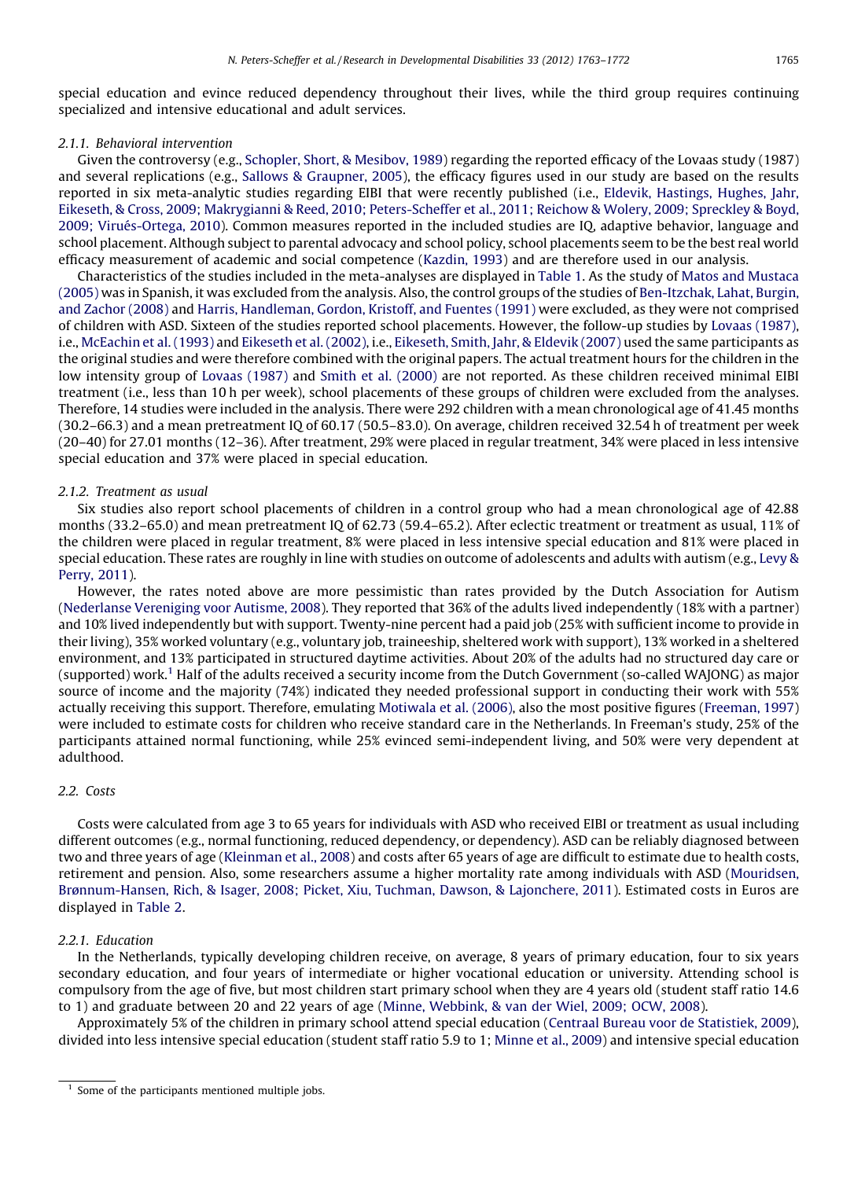special education and evince reduced dependency throughout their lives, while the third group requires continuing specialized and intensive educational and adult services.

#### 2.1.1. Behavioral intervention

Given the controversy (e.g., Schopler, Short, & Mesibov, 1989) regarding the reported efficacy of the Lovaas study (1987) and several replications (e.g., Sallows & Graupner, 2005), the efficacy figures used in our study are based on the results reported in six meta-analytic studies regarding EIBI that were recently published (i.e., Eldevik, Hastings, Hughes, Jahr, Eikeseth, & Cross, 2009; Makrygianni & Reed, 2010; Peters-Scheffer et al., 2011; Reichow & Wolery, 2009; Spreckley & Boyd, 2009; Virués-Ortega, 2010). Common measures reported in the included studies are IQ, adaptive behavior, language and school placement. Although subject to parental advocacy and school policy, school placements seem to be the best real world efficacy measurement of academic and social competence (Kazdin, 1993) and are therefore used in our analysis.

Characteristics of the studies included in the meta-analyses are displayed in Table 1. As the study of Matos and Mustaca (2005) was in Spanish, it was excluded from the analysis. Also, the control groups of the studies of Ben-Itzchak, Lahat, Burgin, and Zachor (2008) and Harris, Handleman, Gordon, Kristoff, and Fuentes (1991) were excluded, as they were not comprised of children with ASD. Sixteen of the studies reported school placements. However, the follow-up studies by Lovaas (1987), i.e., McEachin et al. (1993) and Eikeseth et al. (2002), i.e., Eikeseth, Smith, Jahr, & Eldevik (2007) used the same participants as the original studies and were therefore combined with the original papers. The actual treatment hours for the children in the low intensity group of Lovaas (1987) and Smith et al. (2000) are not reported. As these children received minimal EIBI treatment (i.e., less than 10 h per week), school placements of these groups of children were excluded from the analyses. Therefore, 14 studies were included in the analysis. There were 292 children with a mean chronological age of 41.45 months (30.2–66.3) and a mean pretreatment IQ of 60.17 (50.5–83.0). On average, children received 32.54 h of treatment per week (20–40) for 27.01 months (12–36). After treatment, 29% were placed in regular treatment, 34% were placed in less intensive special education and 37% were placed in special education.

#### 2.1.2. Treatment as usual

Six studies also report school placements of children in a control group who had a mean chronological age of 42.88 months (33.2–65.0) and mean pretreatment IQ of 62.73 (59.4–65.2). After eclectic treatment or treatment as usual, 11% of the children were placed in regular treatment, 8% were placed in less intensive special education and 81% were placed in special education. These rates are roughly in line with studies on outcome of adolescents and adults with autism (e.g., Levy & Perry, 2011).

However, the rates noted above are more pessimistic than rates provided by the Dutch Association for Autism (Nederlanse Vereniging voor Autisme, 2008). They reported that 36% of the adults lived independently (18% with a partner) and 10% lived independently but with support. Twenty-nine percent had a paid job (25% with sufficient income to provide in their living), 35% worked voluntary (e.g., voluntary job, traineeship, sheltered work with support), 13% worked in a sheltered environment, and 13% participated in structured daytime activities. About 20% of the adults had no structured day care or (supported) work.[1] Half of the adults received a security income from the Dutch Government (so-called WAJONG) as major source of income and the majority (74%) indicated they needed professional support in conducting their work with 55% actually receiving this support. Therefore, emulating Motiwala et al. (2006), also the most positive figures (Freeman, 1997) were included to estimate costs for children who receive standard care in the Netherlands. In Freeman's study, 25% of the participants attained normal functioning, while 25% evinced semi-independent living, and 50% were very dependent at adulthood.

### 2.2. Costs

Costs were calculated from age 3 to 65 years for individuals with ASD who received EIBI or treatment as usual including different outcomes (e.g., normal functioning, reduced dependency, or dependency). ASD can be reliably diagnosed between two and three years of age (Kleinman et al., 2008) and costs after 65 years of age are difficult to estimate due to health costs, retirement and pension. Also, some researchers assume a higher mortality rate among individuals with ASD (Mouridsen, Brønnum-Hansen, Rich, & Isager, 2008; Picket, Xiu, Tuchman, Dawson, & Lajonchere, 2011). Estimated costs in Euros are displayed in Table 2.

#### 2.2.1. Education

In the Netherlands, typically developing children receive, on average, 8 years of primary education, four to six years secondary education, and four years of intermediate or higher vocational education or university. Attending school is compulsory from the age of five, but most children start primary school when they are 4 years old (student staff ratio 14.6 to 1) and graduate between 20 and 22 years of age (Minne, Webbink, & van der Wiel, 2009; OCW, 2008).

Approximately 5% of the children in primary school attend special education (Centraal Bureau voor de Statistiek, 2009), divided into less intensive special education (student staff ratio 5.9 to 1; Minne et al., 2009) and intensive special education

[1] Some of the participants mentioned multiple jobs.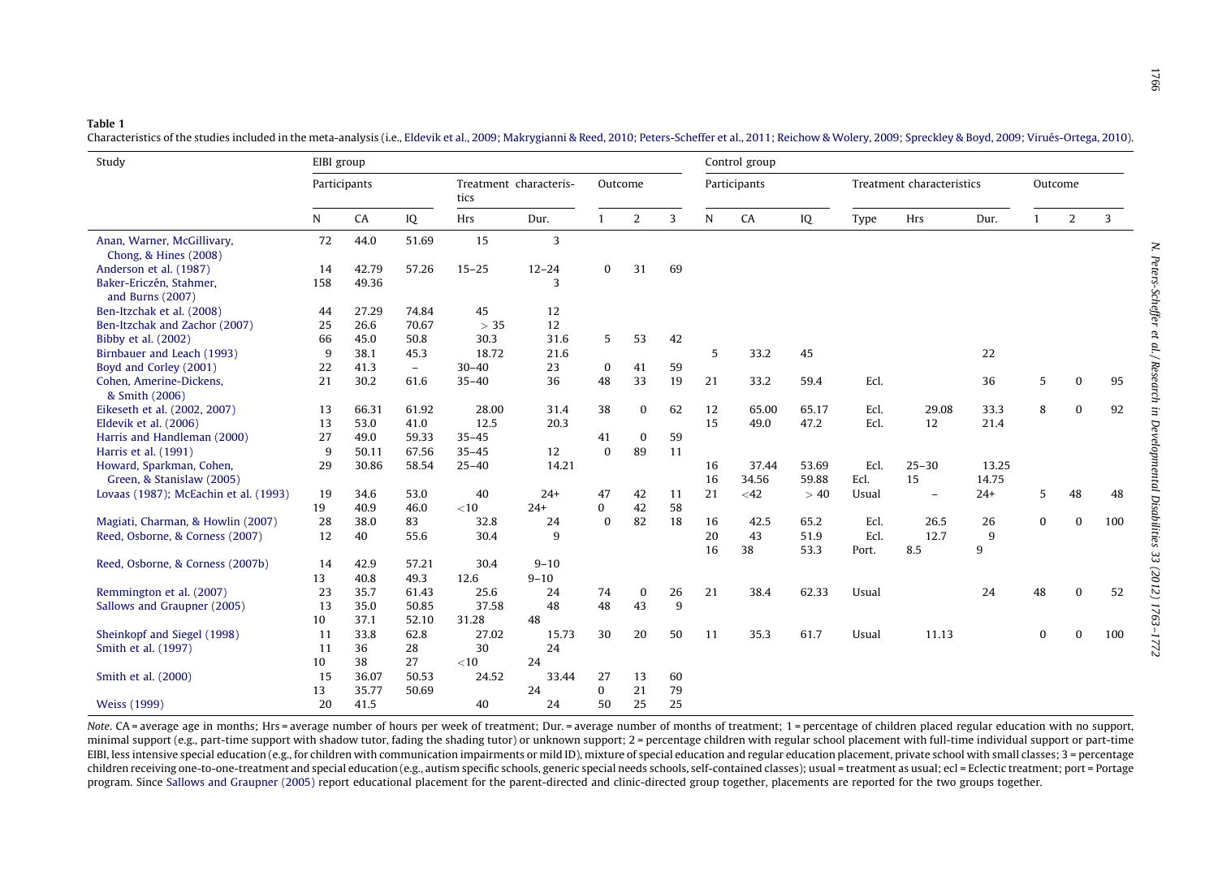**Table 1**

Characteristics of the studies included in the meta-analysis (i.e., Eldevik et al., 2009; Makrygianni & Reed, 2010; Peters-Scheffer et al., 2011; Reichow & Wolery, 2009; Spreckley & Boyd, 2009; Virués-Ortega, 2010).

| Study | EIBI group | | | | | | | | Control group | | | | | | | | |
|---|---|---|---|---|---|---|---|---|---|---|---|---|---|---|---|---|---|
| | Participants | | | Treatment characteristics | | Outcome | | | Participants | | | Treatment characteristics | | | Outcome | | |
| | N | CA | IQ | Hrs | Dur. | 1 | 2 | 3 | N | CA | IQ | Type | Hrs | Dur. | 1 | 2 | 3 |
| Anan, Warner, McGillivary, Chong, & Hines (2008) | 72 | 44.0 | 51.69 | 15 | 3 | | | | | | | | | | | | |
| Anderson et al. (1987) | 14 | 42.79 | 57.26 | 15–25 | 12–24 | 0 | 31 | 69 | | | | | | | | | |
| Baker-Ericzén, Stahmer, and Burns (2007) | 158 | 49.36 | | | 3 | | | | | | | | | | | | |
| Ben-Itzchak et al. (2008) | 44 | 27.29 | 74.84 | 45 | 12 | | | | | | | | | | | | |
| Ben-Itzchak and Zachor (2007) | 25 | 26.6 | 70.67 | > 35 | 12 | | | | | | | | | | | | |
| Bibby et al. (2002) | 66 | 45.0 | 50.8 | 30.3 | 31.6 | 5 | 53 | 42 | | | | | | | | | |
| Birnbauer and Leach (1993) | 9 | 38.1 | 45.3 | 18.72 | 21.6 | | | | 5 | 33.2 | 45 | | | 22 | | | |
| Boyd and Corley (2001) | 22 | 41.3 | – | 30–40 | 23 | 0 | 41 | 59 | | | | | | | | | |
| Cohen, Amerine-Dickens, & Smith (2006) | 21 | 30.2 | 61.6 | 35–40 | 36 | 48 | 33 | 19 | 21 | 33.2 | 59.4 | Ecl. | | 36 | 5 | 0 | 95 |
| Eikeseth et al. (2002, 2007) | 13 | 66.31 | 61.92 | 28.00 | 31.4 | 38 | 0 | 62 | 12 | 65.00 | 65.17 | Ecl. | 29.08 | 33.3 | 8 | 0 | 92 |
| Eldevik et al. (2006) | 13 | 53.0 | 41.0 | 12.5 | 20.3 | | | | 15 | 49.0 | 47.2 | Ecl. | 12 | 21.4 | | | |
| Harris and Handleman (2000) | 27 | 49.0 | 59.33 | 35–45 | | 41 | 0 | 59 | | | | | | | | | |
| Harris et al. (1991) | 9 | 50.11 | 67.56 | 35–45 | 12 | 0 | 89 | 11 | | | | | | | | | |
| Howard, Sparkman, Cohen, Green, & Stanislaw (2005) | 29 | 30.86 | 58.54 | 25–40 | 14.21 | | | | 16 | 37.44 | 53.69 | Ecl. | 25–30 | 13.25 | | | |
| | | | | | | | | | 16 | 34.56 | 59.88 | Ecl. | 15 | 14.75 | | | |
| Lovaas (1987); McEachin et al. (1993) | 19 | 34.6 | 53.0 | 40 | 24+ | 47 | 42 | 11 | 21 | <42 | > 40 | Usual | – | 24+ | 5 | 48 | 48 |
| | 19 | 40.9 | 46.0 | <10 | 24+ | 0 | 42 | 58 | | | | | | | | | |
| Magiati, Charman, & Howlin (2007) | 28 | 38.0 | 83 | 32.8 | 24 | 0 | 82 | 18 | 16 | 42.5 | 65.2 | Ecl. | 26.5 | 26 | 0 | 0 | 100 |
| Reed, Osborne, & Corness (2007) | 12 | 40 | 55.6 | 30.4 | 9 | | | | 20 | 43 | 51.9 | Ecl. | 12.7 | 9 | | | |
| | | | | | | | | | 16 | 38 | 53.3 | Port. | 8.5 | 9 | | | |
| Reed, Osborne, & Corness (2007b) | 14 | 42.9 | 57.21 | 30.4 | 9–10 | | | | | | | | | | | | |
| | 13 | 40.8 | 49.3 | 12.6 | 9–10 | | | | | | | | | | | | |
| Remmington et al. (2007) | 23 | 35.7 | 61.43 | 25.6 | 24 | 74 | 0 | 26 | 21 | 38.4 | 62.33 | Usual | | 24 | 48 | 0 | 52 |
| Sallows and Graupner (2005) | 13 | 35.0 | 50.85 | 37.58 | 48 | 48 | 43 | 9 | | | | | | | | | |
| | 10 | 37.1 | 52.10 | 31.28 | 48 | | | | | | | | | | | | |
| Sheinkopf and Siegel (1998) | 11 | 33.8 | 62.8 | 27.02 | 15.73 | 30 | 20 | 50 | 11 | 35.3 | 61.7 | Usual | 11.13 | | 0 | 0 | 100 |
| Smith et al. (1997) | 11 | 36 | 28 | 30 | 24 | | | | | | | | | | | | |
| | 10 | 38 | 27 | <10 | 24 | | | | | | | | | | | | |
| Smith et al. (2000) | 15 | 36.07 | 50.53 | 24.52 | 33.44 | 27 | 13 | 60 | | | | | | | | | |
| | 13 | 35.77 | 50.69 | | 24 | 0 | 21 | 79 | | | | | | | | | |
| Weiss (1999) | 20 | 41.5 | | 40 | 24 | 50 | 25 | 25 | | | | | | | | | |

*Note*. CA = average age in months; Hrs = average number of hours per week of treatment; Dur. = average number of months of treatment; 1 = percentage of children placed regular education with no support, minimal support (e.g., part-time support with shadow tutor, fading the shading tutor) or unknown support; 2 = percentage children with regular school placement with full-time individual support or part-time EIBI, less intensive special education (e.g., for children with communication impairments or mild ID), mixture of special education and regular education placement, private school with small classes; 3 = percentage children receiving one-to-one-treatment and special education (e.g., autism specific schools, generic special needs schools, self-contained classes); usual = treatment as usual; ecl = Eclectic treatment; port = Portage program. Since Sallows and Graupner (2005) report educational placement for the parent-directed and clinic-directed group together, placements are reported for the two groups together.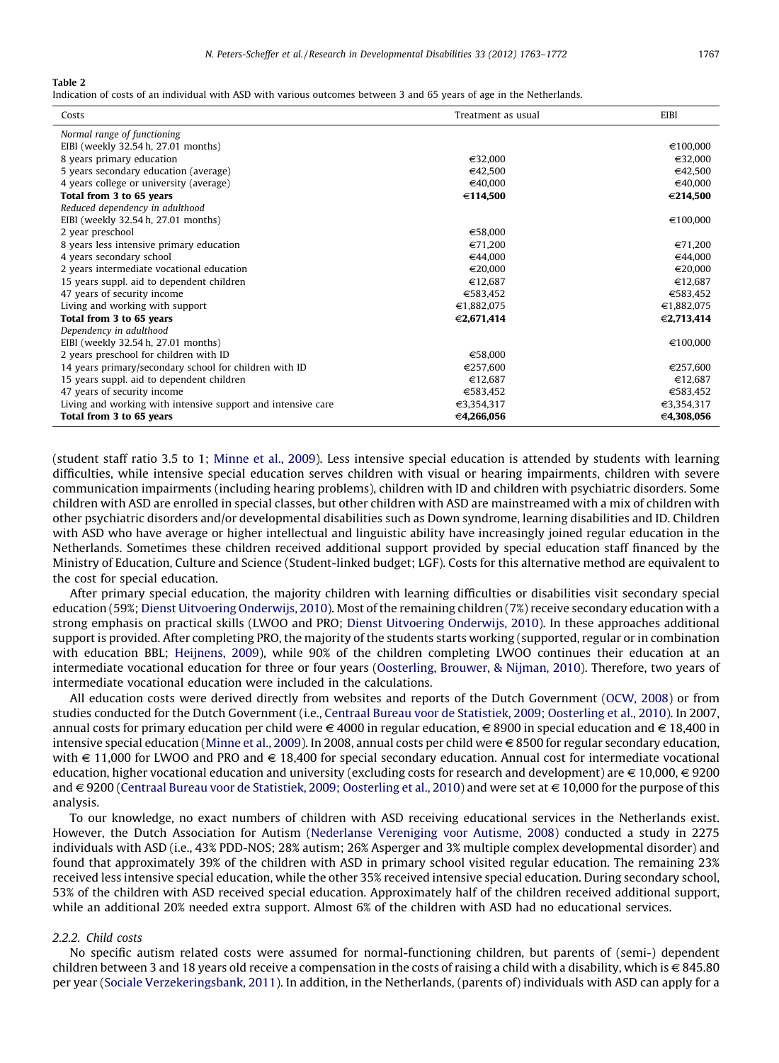Table 2

Indication of costs of an individual with ASD with various outcomes between 3 and 65 years of age in the Netherlands.

| Costs | Treatment as usual | EIBI |
| --- | --- | --- |
| *Normal range of functioning* | | |
| EIBI (weekly 32.54 h, 27.01 months) | | €100,000 |
| 8 years primary education | €32,000 | €32,000 |
| 5 years secondary education (average) | €42,500 | €42,500 |
| 4 years college or university (average) | €40,000 | €40,000 |
| **Total from 3 to 65 years** | **€114,500** | **€214,500** |
| *Reduced dependency in adulthood* | | |
| EIBI (weekly 32.54 h, 27.01 months) | | €100,000 |
| 2 year preschool | €58,000 | |
| 8 years less intensive primary education | €71,200 | €71,200 |
| 4 years secondary school | €44,000 | €44,000 |
| 2 years intermediate vocational education | €20,000 | €20,000 |
| 15 years suppl. aid to dependent children | €12,687 | €12,687 |
| 47 years of security income | €583,452 | €583,452 |
| Living and working with support | €1,882,075 | €1,882,075 |
| **Total from 3 to 65 years** | **€2,671,414** | **€2,713,414** |
| *Dependency in adulthood* | | |
| EIBI (weekly 32.54 h, 27.01 months) | | €100,000 |
| 2 years preschool for children with ID | €58,000 | |
| 14 years primary/secondary school for children with ID | €257,600 | €257,600 |
| 15 years suppl. aid to dependent children | €12,687 | €12,687 |
| 47 years of security income | €583,452 | €583,452 |
| Living and working with intensive support and intensive care | €3,354,317 | €3,354,317 |
| **Total from 3 to 65 years** | **€4,266,056** | **€4,308,056** |

(student staff ratio 3.5 to 1; Minne et al., 2009). Less intensive special education is attended by students with learning difficulties, while intensive special education serves children with visual or hearing impairments, children with severe communication impairments (including hearing problems), children with ID and children with psychiatric disorders. Some children with ASD are enrolled in special classes, but other children with ASD are mainstreamed with a mix of children with other psychiatric disorders and/or developmental disabilities such as Down syndrome, learning disabilities and ID. Children with ASD who have average or higher intellectual and linguistic ability have increasingly joined regular education in the Netherlands. Sometimes these children received additional support provided by special education staff financed by the Ministry of Education, Culture and Science (Student-linked budget; LGF). Costs for this alternative method are equivalent to the cost for special education.

After primary special education, the majority children with learning difficulties or disabilities visit secondary special education (59%; Dienst Uitvoering Onderwijs, 2010). Most of the remaining children (7%) receive secondary education with a strong emphasis on practical skills (LWOO and PRO; Dienst Uitvoering Onderwijs, 2010). In these approaches additional support is provided. After completing PRO, the majority of the students starts working (supported, regular or in combination with education BBL; Heijnens, 2009), while 90% of the children completing LWOO continues their education at an intermediate vocational education for three or four years (Oosterling, Brouwer, & Nijman, 2010). Therefore, two years of intermediate vocational education were included in the calculations.

All education costs were derived directly from websites and reports of the Dutch Government (OCW, 2008) or from studies conducted for the Dutch Government (i.e., Centraal Bureau voor de Statistiek, 2009; Oosterling et al., 2010). In 2007, annual costs for primary education per child were € 4000 in regular education, € 8900 in special education and € 18,400 in intensive special education (Minne et al., 2009). In 2008, annual costs per child were € 8500 for regular secondary education, with € 11,000 for LWOO and PRO and € 18,400 for special secondary education. Annual cost for intermediate vocational education, higher vocational education and university (excluding costs for research and development) are € 10,000, € 9200 and € 9200 (Centraal Bureau voor de Statistiek, 2009; Oosterling et al., 2010) and were set at € 10,000 for the purpose of this analysis.

To our knowledge, no exact numbers of children with ASD receiving educational services in the Netherlands exist. However, the Dutch Association for Autism (Nederlanse Vereniging voor Autisme, 2008) conducted a study in 2275 individuals with ASD (i.e., 43% PDD-NOS; 28% autism; 26% Asperger and 3% multiple complex developmental disorder) and found that approximately 39% of the children with ASD in primary school visited regular education. The remaining 23% received less intensive special education, while the other 35% received intensive special education. During secondary school, 53% of the children with ASD received special education. Approximately half of the children received additional support, while an additional 20% needed extra support. Almost 6% of the children with ASD had no educational services.

#### 2.2.2. Child costs

No specific autism related costs were assumed for normal-functioning children, but parents of (semi-) dependent children between 3 and 18 years old receive a compensation in the costs of raising a child with a disability, which is € 845.80 per year (Sociale Verzekeringsbank, 2011). In addition, in the Netherlands, (parents of) individuals with ASD can apply for a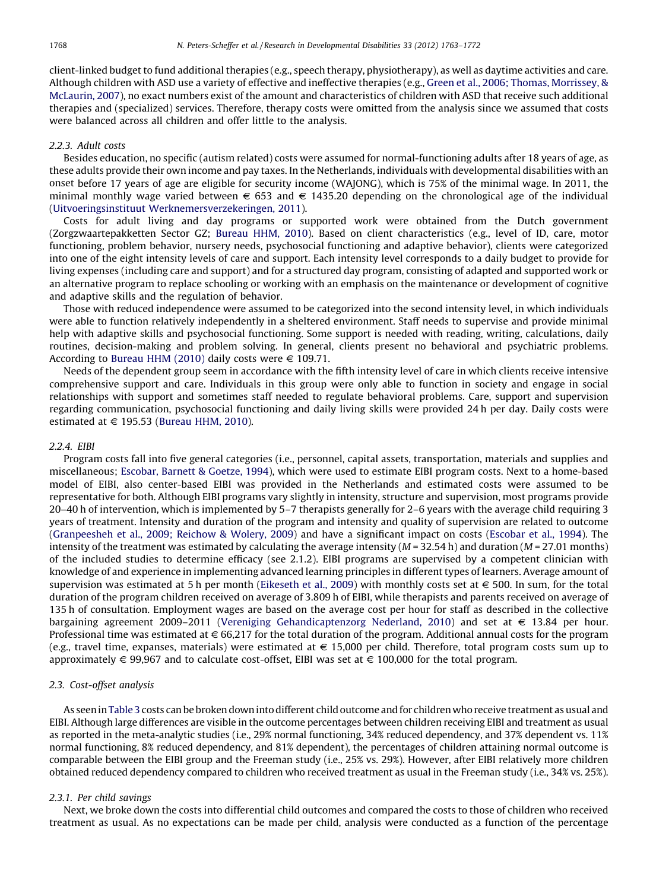client-linked budget to fund additional therapies (e.g., speech therapy, physiotherapy), as well as daytime activities and care. Although children with ASD use a variety of effective and ineffective therapies (e.g., Green et al., 2006; Thomas, Morrissey, & McLaurin, 2007), no exact numbers exist of the amount and characteristics of children with ASD that receive such additional therapies and (specialized) services. Therefore, therapy costs were omitted from the analysis since we assumed that costs were balanced across all children and offer little to the analysis.

#### 2.2.3. Adult costs

Besides education, no specific (autism related) costs were assumed for normal-functioning adults after 18 years of age, as these adults provide their own income and pay taxes. In the Netherlands, individuals with developmental disabilities with an onset before 17 years of age are eligible for security income (WAJONG), which is 75% of the minimal wage. In 2011, the minimal monthly wage varied between € 653 and € 1435.20 depending on the chronological age of the individual (Uitvoeringsinstituut Werknemersverzekeringen, 2011).

Costs for adult living and day programs or supported work were obtained from the Dutch government (Zorgzwaartepakketten Sector GZ; Bureau HHM, 2010). Based on client characteristics (e.g., level of ID, care, motor functioning, problem behavior, nursery needs, psychosocial functioning and adaptive behavior), clients were categorized into one of the eight intensity levels of care and support. Each intensity level corresponds to a daily budget to provide for living expenses (including care and support) and for a structured day program, consisting of adapted and supported work or an alternative program to replace schooling or working with an emphasis on the maintenance or development of cognitive and adaptive skills and the regulation of behavior.

Those with reduced independence were assumed to be categorized into the second intensity level, in which individuals were able to function relatively independently in a sheltered environment. Staff needs to supervise and provide minimal help with adaptive skills and psychosocial functioning. Some support is needed with reading, writing, calculations, daily routines, decision-making and problem solving. In general, clients present no behavioral and psychiatric problems. According to Bureau HHM (2010) daily costs were € 109.71.

Needs of the dependent group seem in accordance with the fifth intensity level of care in which clients receive intensive comprehensive support and care. Individuals in this group were only able to function in society and engage in social relationships with support and sometimes staff needed to regulate behavioral problems. Care, support and supervision regarding communication, psychosocial functioning and daily living skills were provided 24 h per day. Daily costs were estimated at € 195.53 (Bureau HHM, 2010).

#### 2.2.4. EIBI

Program costs fall into five general categories (i.e., personnel, capital assets, transportation, materials and supplies and miscellaneous; Escobar, Barnett & Goetze, 1994), which were used to estimate EIBI program costs. Next to a home-based model of EIBI, also center-based EIBI was provided in the Netherlands and estimated costs were assumed to be representative for both. Although EIBI programs vary slightly in intensity, structure and supervision, most programs provide 20–40 h of intervention, which is implemented by 5–7 therapists generally for 2–6 years with the average child requiring 3 years of treatment. Intensity and duration of the program and intensity and quality of supervision are related to outcome (Granpeesheh et al., 2009; Reichow & Wolery, 2009) and have a significant impact on costs (Escobar et al., 1994). The intensity of the treatment was estimated by calculating the average intensity ($M = 32.54$ h) and duration ($M = 27.01$ months) of the included studies to determine efficacy (see 2.1.2). EIBI programs are supervised by a competent clinician with knowledge of and experience in implementing advanced learning principles in different types of learners. Average amount of supervision was estimated at 5 h per month (Eikeseth et al., 2009) with monthly costs set at € 500. In sum, for the total duration of the program children received on average of 3.809 h of EIBI, while therapists and parents received on average of 135 h of consultation. Employment wages are based on the average cost per hour for staff as described in the collective bargaining agreement 2009–2011 (Vereniging Gehandicaptenzorg Nederland, 2010) and set at € 13.84 per hour. Professional time was estimated at € 66,217 for the total duration of the program. Additional annual costs for the program (e.g., travel time, expanses, materials) were estimated at € 15,000 per child. Therefore, total program costs sum up to approximately € 99,967 and to calculate cost-offset, EIBI was set at € 100,000 for the total program.

### 2.3. Cost-offset analysis

As seen in Table 3 costs can be broken down into different child outcome and for children who receive treatment as usual and EIBI. Although large differences are visible in the outcome percentages between children receiving EIBI and treatment as usual as reported in the meta-analytic studies (i.e., 29% normal functioning, 34% reduced dependency, and 37% dependent vs. 11% normal functioning, 8% reduced dependency, and 81% dependent), the percentages of children attaining normal outcome is comparable between the EIBI group and the Freeman study (i.e., 25% vs. 29%). However, after EIBI relatively more children obtained reduced dependency compared to children who received treatment as usual in the Freeman study (i.e., 34% vs. 25%).

#### 2.3.1. Per child savings

Next, we broke down the costs into differential child outcomes and compared the costs to those of children who received treatment as usual. As no expectations can be made per child, analysis were conducted as a function of the percentage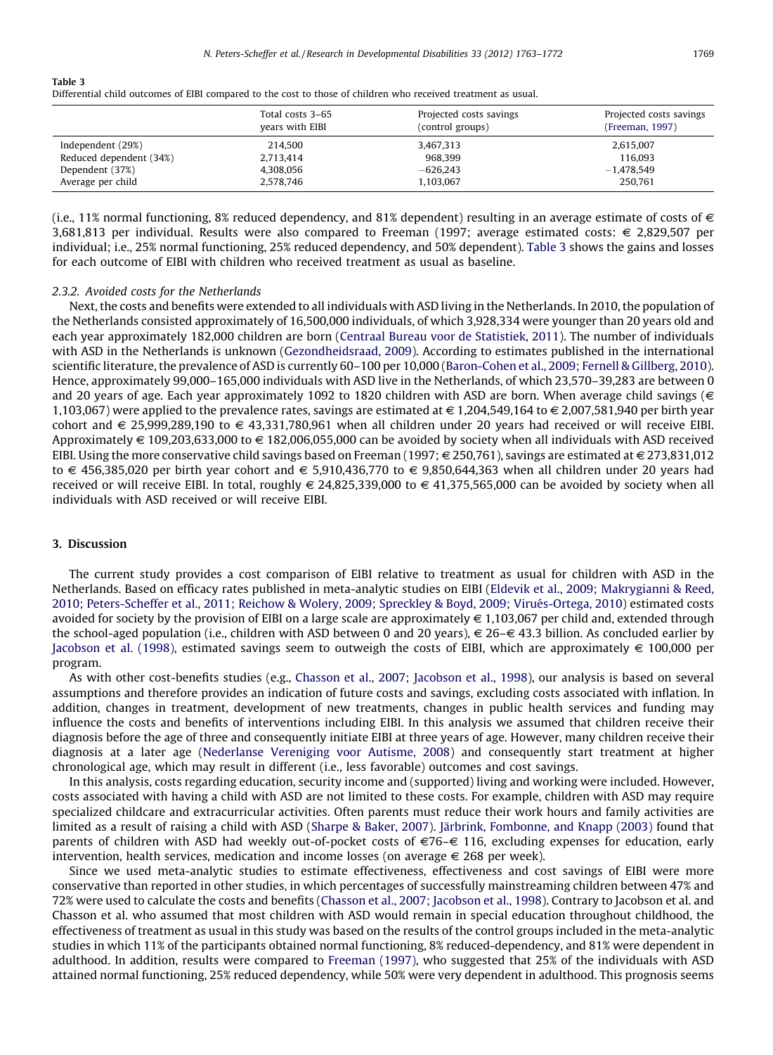**Table 3**
Differential child outcomes of EIBI compared to the cost to those of children who received treatment as usual.

| | Total costs 3–65 years with EIBI | Projected costs savings (control groups) | Projected costs savings (Freeman, 1997) |
|---|---|---|---|
| Independent (29%) | 214,500 | 3,467,313 | 2,615,007 |
| Reduced dependent (34%) | 2,713,414 | 968,399 | 116,093 |
| Dependent (37%) | 4,308,056 | −626,243 | −1,478,549 |
| Average per child | 2,578,746 | 1,103,067 | 250,761 |

(i.e., 11% normal functioning, 8% reduced dependency, and 81% dependent) resulting in an average estimate of costs of € 3,681,813 per individual. Results were also compared to Freeman (1997; average estimated costs: € 2,829,507 per individual; i.e., 25% normal functioning, 25% reduced dependency, and 50% dependent). Table 3 shows the gains and losses for each outcome of EIBI with children who received treatment as usual as baseline.

### 2.3.2. Avoided costs for the Netherlands

Next, the costs and benefits were extended to all individuals with ASD living in the Netherlands. In 2010, the population of the Netherlands consisted approximately of 16,500,000 individuals, of which 3,928,334 were younger than 20 years old and each year approximately 182,000 children are born (Centraal Bureau voor de Statistiek, 2011). The number of individuals with ASD in the Netherlands is unknown (Gezondheidsraad, 2009). According to estimates published in the international scientific literature, the prevalence of ASD is currently 60–100 per 10,000 (Baron-Cohen et al., 2009; Fernell & Gillberg, 2010). Hence, approximately 99,000–165,000 individuals with ASD live in the Netherlands, of which 23,570–39,283 are between 0 and 20 years of age. Each year approximately 1092 to 1820 children with ASD are born. When average child savings (€ 1,103,067) were applied to the prevalence rates, savings are estimated at € 1,204,549,164 to € 2,007,581,940 per birth year cohort and € 25,999,289,190 to € 43,331,780,961 when all children under 20 years had received or will receive EIBI. Approximately € 109,203,633,000 to € 182,006,055,000 can be avoided by society when all individuals with ASD received EIBI. Using the more conservative child savings based on Freeman (1997; € 250,761), savings are estimated at € 273,831,012 to € 456,385,020 per birth year cohort and € 5,910,436,770 to € 9,850,644,363 when all children under 20 years had received or will receive EIBI. In total, roughly € 24,825,339,000 to € 41,375,565,000 can be avoided by society when all individuals with ASD received or will receive EIBI.

## 3. Discussion

The current study provides a cost comparison of EIBI relative to treatment as usual for children with ASD in the Netherlands. Based on efficacy rates published in meta-analytic studies on EIBI (Eldevik et al., 2009; Makrygianni & Reed, 2010; Peters-Scheffer et al., 2011; Reichow & Wolery, 2009; Spreckley & Boyd, 2009; Virués-Ortega, 2010) estimated costs avoided for society by the provision of EIBI on a large scale are approximately € 1,103,067 per child and, extended through the school-aged population (i.e., children with ASD between 0 and 20 years), € 26–€ 43.3 billion. As concluded earlier by Jacobson et al. (1998), estimated savings seem to outweigh the costs of EIBI, which are approximately € 100,000 per program.

As with other cost-benefits studies (e.g., Chasson et al., 2007; Jacobson et al., 1998), our analysis is based on several assumptions and therefore provides an indication of future costs and savings, excluding costs associated with inflation. In addition, changes in treatment, development of new treatments, changes in public health services and funding may influence the costs and benefits of interventions including EIBI. In this analysis we assumed that children receive their diagnosis before the age of three and consequently initiate EIBI at three years of age. However, many children receive their diagnosis at a later age (Nederlanse Vereniging voor Autisme, 2008) and consequently start treatment at higher chronological age, which may result in different (i.e., less favorable) outcomes and cost savings.

In this analysis, costs regarding education, security income and (supported) living and working were included. However, costs associated with having a child with ASD are not limited to these costs. For example, children with ASD may require specialized childcare and extracurricular activities. Often parents must reduce their work hours and family activities are limited as a result of raising a child with ASD (Sharpe & Baker, 2007). Järbrink, Fombonne, and Knapp (2003) found that parents of children with ASD had weekly out-of-pocket costs of €76–€ 116, excluding expenses for education, early intervention, health services, medication and income losses (on average € 268 per week).

Since we used meta-analytic studies to estimate effectiveness, effectiveness and cost savings of EIBI were more conservative than reported in other studies, in which percentages of successfully mainstreaming children between 47% and 72% were used to calculate the costs and benefits (Chasson et al., 2007; Jacobson et al., 1998). Contrary to Jacobson et al. and Chasson et al. who assumed that most children with ASD would remain in special education throughout childhood, the effectiveness of treatment as usual in this study was based on the results of the control groups included in the meta-analytic studies in which 11% of the participants obtained normal functioning, 8% reduced-dependency, and 81% were dependent in adulthood. In addition, results were compared to Freeman (1997), who suggested that 25% of the individuals with ASD attained normal functioning, 25% reduced dependency, while 50% were very dependent in adulthood. This prognosis seems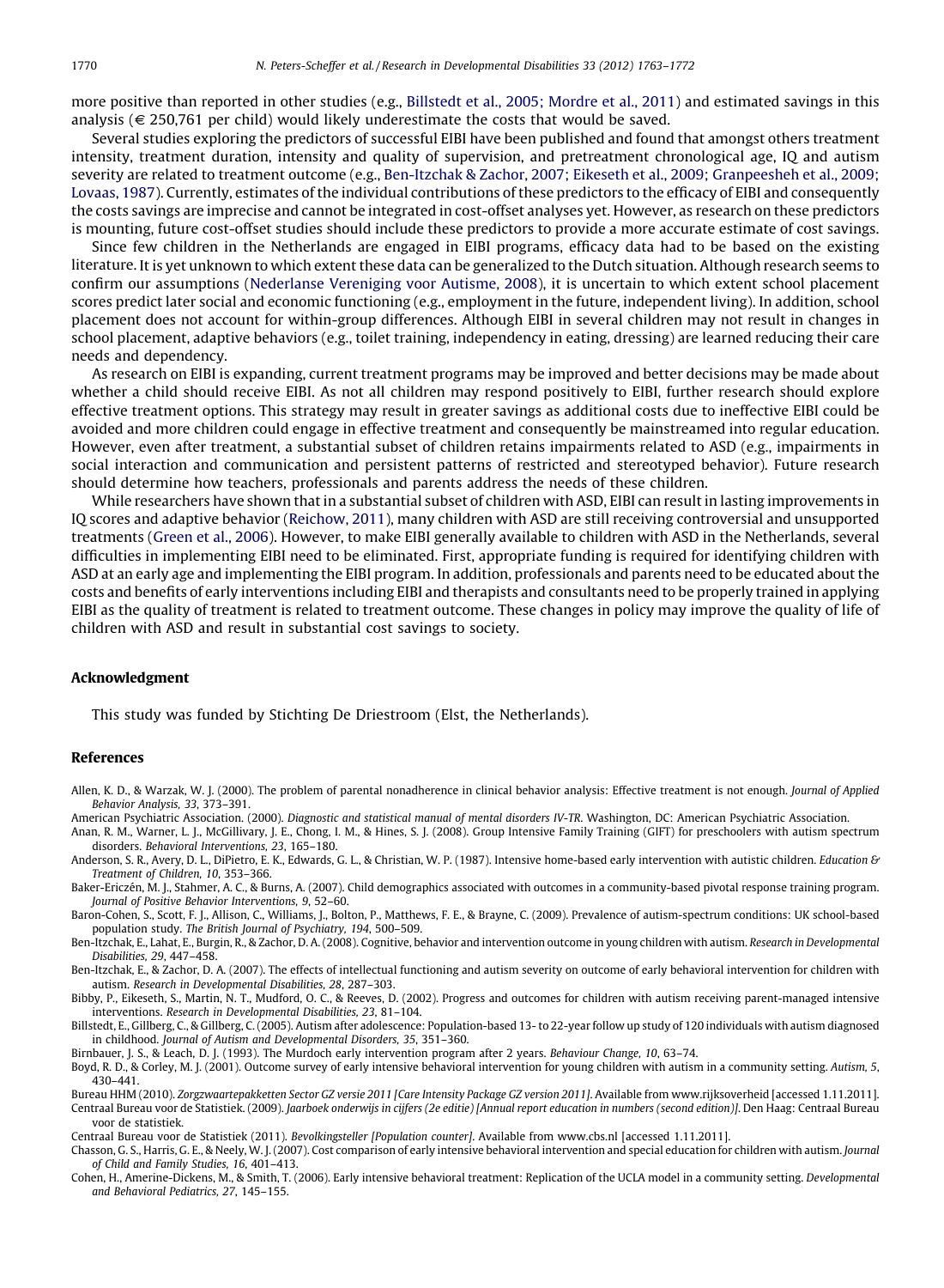more positive than reported in other studies (e.g., Billstedt et al., 2005; Mordre et al., 2011) and estimated savings in this analysis (€ 250,761 per child) would likely underestimate the costs that would be saved.

Several studies exploring the predictors of successful EIBI have been published and found that amongst others treatment intensity, treatment duration, intensity and quality of supervision, and pretreatment chronological age, IQ and autism severity are related to treatment outcome (e.g., Ben-Itzchak & Zachor, 2007; Eikeseth et al., 2009; Granpeesheh et al., 2009; Lovaas, 1987). Currently, estimates of the individual contributions of these predictors to the efficacy of EIBI and consequently the costs savings are imprecise and cannot be integrated in cost-offset analyses yet. However, as research on these predictors is mounting, future cost-offset studies should include these predictors to provide a more accurate estimate of cost savings.

Since few children in the Netherlands are engaged in EIBI programs, efficacy data had to be based on the existing literature. It is yet unknown to which extent these data can be generalized to the Dutch situation. Although research seems to confirm our assumptions (Nederlanse Vereniging voor Autisme, 2008), it is uncertain to which extent school placement scores predict later social and economic functioning (e.g., employment in the future, independent living). In addition, school placement does not account for within-group differences. Although EIBI in several children may not result in changes in school placement, adaptive behaviors (e.g., toilet training, independency in eating, dressing) are learned reducing their care needs and dependency.

As research on EIBI is expanding, current treatment programs may be improved and better decisions may be made about whether a child should receive EIBI. As not all children may respond positively to EIBI, further research should explore effective treatment options. This strategy may result in greater savings as additional costs due to ineffective EIBI could be avoided and more children could engage in effective treatment and consequently be mainstreamed into regular education. However, even after treatment, a substantial subset of children retains impairments related to ASD (e.g., impairments in social interaction and communication and persistent patterns of restricted and stereotyped behavior). Future research should determine how teachers, professionals and parents address the needs of these children.

While researchers have shown that in a substantial subset of children with ASD, EIBI can result in lasting improvements in IQ scores and adaptive behavior (Reichow, 2011), many children with ASD are still receiving controversial and unsupported treatments (Green et al., 2006). However, to make EIBI generally available to children with ASD in the Netherlands, several difficulties in implementing EIBI need to be eliminated. First, appropriate funding is required for identifying children with ASD at an early age and implementing the EIBI program. In addition, professionals and parents need to be educated about the costs and benefits of early interventions including EIBI and therapists and consultants need to be properly trained in applying EIBI as the quality of treatment is related to treatment outcome. These changes in policy may improve the quality of life of children with ASD and result in substantial cost savings to society.

## Acknowledgment

This study was funded by Stichting De Driestroom (Elst, the Netherlands).

## References

Allen, K. D., & Warzak, W. J. (2000). The problem of parental nonadherence in clinical behavior analysis: Effective treatment is not enough. *Journal of Applied Behavior Analysis, 33*, 373–391.

American Psychiatric Association. (2000). *Diagnostic and statistical manual of mental disorders IV-TR*. Washington, DC: American Psychiatric Association.

Anan, R. M., Warner, L. J., McGillivary, J. E., Chong, I. M., & Hines, S. J. (2008). Group Intensive Family Training (GIFT) for preschoolers with autism spectrum disorders. *Behavioral Interventions, 23*, 165–180.

Anderson, S. R., Avery, D. L., DiPietro, E. K., Edwards, G. L., & Christian, W. P. (1987). Intensive home-based early intervention with autistic children. *Education & Treatment of Children, 10*, 353–366.

Baker-Ericzén, M. J., Stahmer, A. C., & Burns, A. (2007). Child demographics associated with outcomes in a community-based pivotal response training program. *Journal of Positive Behavior Interventions, 9*, 52–60.

Baron-Cohen, S., Scott, F. J., Allison, C., Williams, J., Bolton, P., Matthews, F. E., & Brayne, C. (2009). Prevalence of autism-spectrum conditions: UK school-based population study. *The British Journal of Psychiatry, 194*, 500–509.

Ben-Itzchak, E., Lahat, E., Burgin, R., & Zachor, D. A. (2008). Cognitive, behavior and intervention outcome in young children with autism. *Research in Developmental Disabilities, 29*, 447–458.

Ben-Itzchak, E., & Zachor, D. A. (2007). The effects of intellectual functioning and autism severity on outcome of early behavioral intervention for children with autism. *Research in Developmental Disabilities, 28*, 287–303.

Bibby, P., Eikeseth, S., Martin, N. T., Mudford, O. C., & Reeves, D. (2002). Progress and outcomes for children with autism receiving parent-managed intensive interventions. *Research in Developmental Disabilities, 23*, 81–104.

Billstedt, E., Gillberg, C., & Gillberg, C. (2005). Autism after adolescence: Population-based 13- to 22-year follow up study of 120 individuals with autism diagnosed in childhood. *Journal of Autism and Developmental Disorders, 35*, 351–360.

Birnbauer, J. S., & Leach, D. J. (1993). The Murdoch early intervention program after 2 years. *Behaviour Change, 10*, 63–74.

Boyd, R. D., & Corley, M. J. (2001). Outcome survey of early intensive behavioral intervention for young children with autism in a community setting. *Autism, 5*, 430–441.

Bureau HHM (2010). *Zorgzwaartepakketten Sector GZ versie 2011 [Care Intensity Package GZ version 2011]*. Available from www.rijksoverheid [accessed 1.11.2011].

Centraal Bureau voor de Statistiek. (2009). *Jaarboek onderwijs in cijfers (2e editie) [Annual report education in numbers (second edition)]*. Den Haag: Centraal Bureau voor de statistiek.

Centraal Bureau voor de Statistiek (2011). *Bevolkingsteller [Population counter]*. Available from www.cbs.nl [accessed 1.11.2011].

Chasson, G. S., Harris, G. E., & Neely, W. J. (2007). Cost comparison of early intensive behavioral intervention and special education for children with autism. *Journal of Child and Family Studies, 16*, 401–413.

Cohen, H., Amerine-Dickens, M., & Smith, T. (2006). Early intensive behavioral treatment: Replication of the UCLA model in a community setting. *Developmental and Behavioral Pediatrics, 27*, 145–155.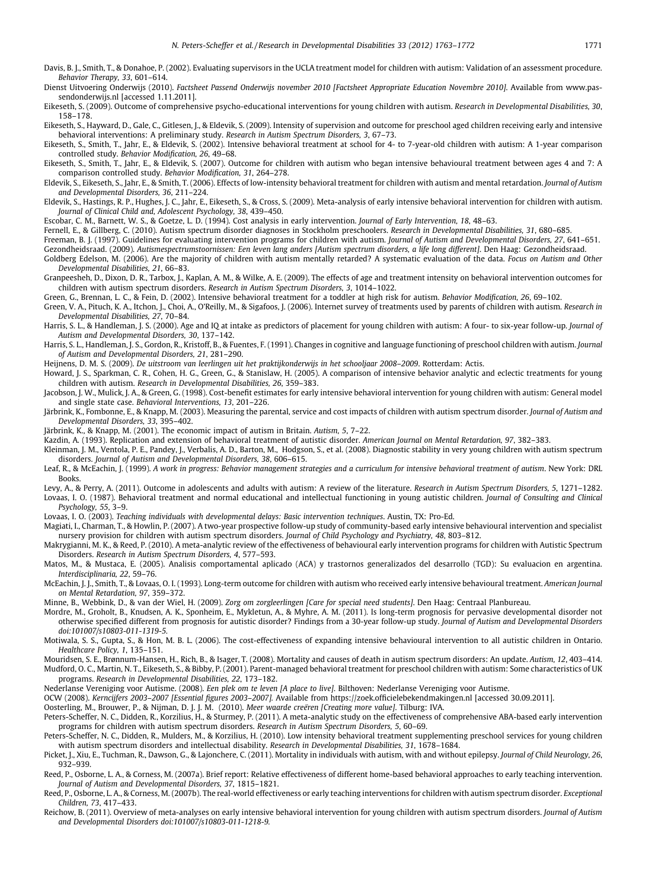Davis, B. J., Smith, T., & Donahoe, P. (2002). Evaluating supervisors in the UCLA treatment model for children with autism: Validation of an assessment procedure. *Behavior Therapy, 33*, 601–614.

Dienst Uitvoering Onderwijs (2010). *Factsheet Passend Onderwijs november 2010 [Factsheet Appropriate Education Novembre 2010]*. Available from www.passendonderwijs.nl [accessed 1.11.2011].

Eikeseth, S. (2009). Outcome of comprehensive psycho-educational interventions for young children with autism. *Research in Developmental Disabilities, 30*, 158–178.

Eikeseth, S., Hayward, D., Gale, C., Gitlesen, J., & Eldevik, S. (2009). Intensity of supervision and outcome for preschool aged children receiving early and intensive behavioral interventions: A preliminary study. *Research in Autism Spectrum Disorders, 3*, 67–73.

Eikeseth, S., Smith, T., Jahr, E., & Eldevik, S. (2002). Intensive behavioral treatment at school for 4- to 7-year-old children with autism: A 1-year comparison controlled study. *Behavior Modification, 26*, 49–68.

Eikeseth, S., Smith, T., Jahr, E., & Eldevik, S. (2007). Outcome for children with autism who began intensive behavioural treatment between ages 4 and 7: A comparison controlled study. *Behavior Modification, 31*, 264–278.

Eldevik, S., Eikeseth, S., Jahr, E., & Smith, T. (2006). Effects of low-intensity behavioral treatment for children with autism and mental retardation. *Journal of Autism and Developmental Disorders, 36*, 211–224.

Eldevik, S., Hastings, R. P., Hughes, J. C., Jahr, E., Eikeseth, S., & Cross, S. (2009). Meta-analysis of early intensive behavioral intervention for children with autism. *Journal of Clinical Child and, Adolescent Psychology, 38*, 439–450.

Escobar, C. M., Barnett, W. S., & Goetze, L. D. (1994). Cost analysis in early intervention. *Journal of Early Intervention, 18*, 48–63.

Fernell, E., & Gillberg, C. (2010). Autism spectrum disorder diagnoses in Stockholm preschoolers. *Research in Developmental Disabilities, 31*, 680–685.

Freeman, B. J. (1997). Guidelines for evaluating intervention programs for children with autism. *Journal of Autism and Developmental Disorders, 27*, 641–651.

Gezondheidsraad. (2009). *Autismespectrumstoornissen: Een leven lang anders [Autism spectrum disorders, a life long different]*. Den Haag: Gezondheidsraad.

Goldberg Edelson, M. (2006). Are the majority of children with autism mentally retarded? A systematic evaluation of the data. *Focus on Autism and Other Developmental Disabilities, 21*, 66–83.

Granpeesheh, D., Dixon, D. R., Tarbox, J., Kaplan, A. M., & Wilke, A. E. (2009). The effects of age and treatment intensity on behavioral intervention outcomes for children with autism spectrum disorders. *Research in Autism Spectrum Disorders, 3*, 1014–1022.

Green, G., Brennan, L. C., & Fein, D. (2002). Intensive behavioral treatment for a toddler at high risk for autism. *Behavior Modification, 26*, 69–102.

Green, V. A., Pituch, K. A., Itchon, J., Choi, A., O'Reilly, M., & Sigafoos, J. (2006). Internet survey of treatments used by parents of children with autism. *Research in Developmental Disabilities, 27*, 70–84.

Harris, S. L., & Handleman, J. S. (2000). Age and IQ at intake as predictors of placement for young children with autism: A four- to six-year follow-up. *Journal of Autism and Developmental Disorders, 30*, 137–142.

Harris, S. L., Handleman, J. S., Gordon, R., Kristoff, B., & Fuentes, F. (1991). Changes in cognitive and language functioning of preschool children with autism. *Journal of Autism and Developmental Disorders, 21*, 281–290.

Heijnens, D. M. S. (2009). *De uitstroom van leerlingen uit het praktijkonderwijs in het schooljaar 2008–2009*. Rotterdam: Actis.

Howard, J. S., Sparkman, C. R., Cohen, H. G., Green, G., & Stanislaw, H. (2005). A comparison of intensive behavior analytic and eclectic treatments for young children with autism. *Research in Developmental Disabilities, 26*, 359–383.

Jacobson, J. W., Mulick, J. A., & Green, G. (1998). Cost-benefit estimates for early intensive behavioral intervention for young children with autism: General model and single state case. *Behavioral Interventions, 13*, 201–226.

Järbrink, K., Fombonne, E., & Knapp, M. (2003). Measuring the parental, service and cost impacts of children with autism spectrum disorder. *Journal of Autism and Developmental Disorders, 33*, 395–402.

Järbrink, K., & Knapp, M. (2001). The economic impact of autism in Britain. *Autism, 5*, 7–22.

Kazdin, A. (1993). Replication and extension of behavioral treatment of autistic disorder. *American Journal on Mental Retardation, 97*, 382–383.

Kleinman, J. M., Ventola, P. E., Pandey, J., Verbalis, A. D., Barton, M., Hodgson, S., et al. (2008). Diagnostic stability in very young children with autism spectrum disorders. *Journal of Autism and Developmental Disorders, 38*, 606–615.

Leaf, R., & McEachin, J. (1999). *A work in progress: Behavior management strategies and a curriculum for intensive behavioral treatment of autism*. New York: DRL Books.

Levy, A., & Perry, A. (2011). Outcome in adolescents and adults with autism: A review of the literature. *Research in Autism Spectrum Disorders, 5*, 1271–1282.

Lovaas, I. O. (1987). Behavioral treatment and normal educational and intellectual functioning in young autistic children. *Journal of Consulting and Clinical Psychology, 55*, 3–9.

Lovaas, I. O. (2003). *Teaching individuals with developmental delays: Basic intervention techniques*. Austin, TX: Pro-Ed.

Magiati, I., Charman, T., & Howlin, P. (2007). A two-year prospective follow-up study of community-based early intensive behavioural intervention and specialist nursery provision for children with autism spectrum disorders. *Journal of Child Psychology and Psychiatry, 48*, 803–812.

Makrygianni, M. K., & Reed, P. (2010). A meta-analytic review of the effectiveness of behavioural early intervention programs for children with Autistic Spectrum Disorders. *Research in Autism Spectrum Disorders, 4*, 577–593.

Matos, M., & Mustaca, E. (2005). Analisis comportamental aplicado (ACA) y trastornos generalizados del desarrollo (TGD): Su evaluacion en argentina. *Interdisciplinaria, 22*, 59–76.

McEachin, J. J., Smith, T., & Lovaas, O. I. (1993). Long-term outcome for children with autism who received early intensive behavioural treatment. *American Journal on Mental Retardation, 97*, 359–372.

Minne, B., Webbink, D., & van der Wiel, H. (2009). *Zorg om zorgleerlingen [Care for special need students]*. Den Haag: Centraal Planbureau.

Mordre, M., Groholt, B., Knudsen, A. K., Sponheim, E., Mykletun, A., & Myhre, A. M. (2011). Is long-term prognosis for pervasive developmental disorder not otherwise specified different from prognosis for autistic disorder? Findings from a 30-year follow-up study. *Journal of Autism and Developmental Disorders doi:101007/s10803-011-1319-5*.

Motiwala, S. S., Gupta, S., & Hon, M. B. L. (2006). The cost-effectiveness of expanding intensive behavioural intervention to all autistic children in Ontario. *Healthcare Policy, 1*, 135–151.

Mouridsen, S. E., Brønnum-Hansen, H., Rich, B., & Isager, T. (2008). Mortality and causes of death in autism spectrum disorders: An update. *Autism, 12*, 403–414.

Mudford, O. C., Martin, N. T., Eikeseth, S., & Bibby, P. (2001). Parent-managed behavioral treatment for preschool children with autism: Some characteristics of UK programs. *Research in Developmental Disabilities, 22*, 173–182.

Nederlanse Vereniging voor Autisme. (2008). *Een plek om te leven [A place to live]*. Bilthoven: Nederlanse Vereniging voor Autisme.

OCW (2008). *Kerncijfers 2003–2007 [Essential figures 2003–2007]*. Available from https://zoek.officielebekendmakingen.nl [accessed 30.09.2011].

Oosterling, M., Brouwer, P., & Nijman, D. J. J. M. (2010). *Meer waarde creëren [Creating more value]*. Tilburg: IVA.

Peters-Scheffer, N. C., Didden, R., Korzilius, H., & Sturmey, P. (2011). A meta-analytic study on the effectiveness of comprehensive ABA-based early intervention programs for children with autism spectrum disorders. *Research in Autism Spectrum Disorders, 5*, 60–69.

Peters-Scheffer, N. C., Didden, R., Mulders, M., & Korzilius, H. (2010). Low intensity behavioral treatment supplementing preschool services for young children with autism spectrum disorders and intellectual disability. *Research in Developmental Disabilities, 31*, 1678–1684.

Picket, J., Xiu, E., Tuchman, R., Dawson, G., & Lajonchere, C. (2011). Mortality in individuals with autism, with and without epilepsy. *Journal of Child Neurology, 26*, 932–939.

Reed, P., Osborne, L. A., & Corness, M. (2007a). Brief report: Relative effectiveness of different home-based behavioral approaches to early teaching intervention. *Journal of Autism and Developmental Disorders, 37*, 1815–1821.

Reed, P., Osborne, L. A., & Corness, M. (2007b). The real-world effectiveness or early teaching interventions for children with autism spectrum disorder. *Exceptional Children, 73*, 417–433.

Reichow, B. (2011). Overview of meta-analyses on early intensive behavioral intervention for young children with autism spectrum disorders. *Journal of Autism and Developmental Disorders doi:101007/s10803-011-1218-9*.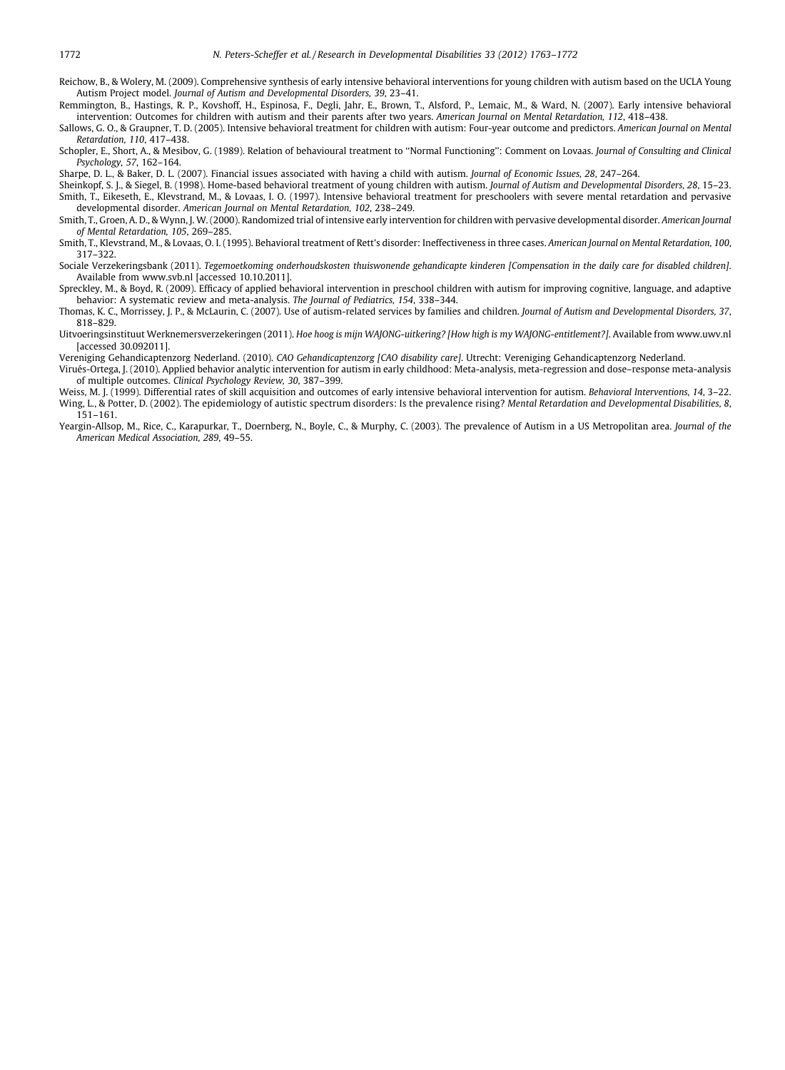Reichow, B., & Wolery, M. (2009). Comprehensive synthesis of early intensive behavioral interventions for young children with autism based on the UCLA Young Autism Project model. *Journal of Autism and Developmental Disorders, 39*, 23–41.

Remmington, B., Hastings, R. P., Kovshoff, H., Espinosa, F., Degli, Jahr, E., Brown, T., Alsford, P., Lemaic, M., & Ward, N. (2007). Early intensive behavioral intervention: Outcomes for children with autism and their parents after two years. *American Journal on Mental Retardation, 112*, 418–438.

Sallows, G. O., & Graupner, T. D. (2005). Intensive behavioral treatment for children with autism: Four-year outcome and predictors. *American Journal on Mental Retardation, 110*, 417–438.

Schopler, E., Short, A., & Mesibov, G. (1989). Relation of behavioural treatment to "Normal Functioning": Comment on Lovaas. *Journal of Consulting and Clinical Psychology, 57*, 162–164.

Sharpe, D. L., & Baker, D. L. (2007). Financial issues associated with having a child with autism. *Journal of Economic Issues, 28*, 247–264.

Sheinkopf, S. J., & Siegel, B. (1998). Home-based behavioral treatment of young children with autism. *Journal of Autism and Developmental Disorders, 28*, 15–23.

Smith, T., Eikeseth, E., Klevstrand, M., & Lovaas, I. O. (1997). Intensive behavioral treatment for preschoolers with severe mental retardation and pervasive developmental disorder. *American Journal on Mental Retardation, 102*, 238–249.

Smith, T., Groen, A. D., & Wynn, J. W. (2000). Randomized trial of intensive early intervention for children with pervasive developmental disorder. *American Journal of Mental Retardation, 105*, 269–285.

Smith, T., Klevstrand, M., & Lovaas, O. I. (1995). Behavioral treatment of Rett's disorder: Ineffectiveness in three cases. *American Journal on Mental Retardation, 100*, 317–322.

Sociale Verzekeringsbank (2011). *Tegemoetkoming onderhoudskosten thuiswonende gehandicapte kinderen [Compensation in the daily care for disabled children]*. Available from www.svb.nl [accessed 10.10.2011].

Spreckley, M., & Boyd, R. (2009). Efficacy of applied behavioral intervention in preschool children with autism for improving cognitive, language, and adaptive behavior: A systematic review and meta-analysis. *The Journal of Pediatrics, 154*, 338–344.

Thomas, K. C., Morrissey, J. P., & McLaurin, C. (2007). Use of autism-related services by families and children. *Journal of Autism and Developmental Disorders, 37*, 818–829.

Uitvoeringsinstituut Werknemersverzekeringen (2011). *Hoe hoog is mijn WAJONG-uitkering? [How high is my WAJONG-entitlement?]*. Available from www.uwv.nl [accessed 30.092011].

Vereniging Gehandicaptenzorg Nederland. (2010). *CAO Gehandicaptenzorg [CAO disability care]*. Utrecht: Vereniging Gehandicaptenzorg Nederland.

Virués-Ortega, J. (2010). Applied behavior analytic intervention for autism in early childhood: Meta-analysis, meta-regression and dose–response meta-analysis of multiple outcomes. *Clinical Psychology Review, 30*, 387–399.

Weiss, M. J. (1999). Differential rates of skill acquisition and outcomes of early intensive behavioral intervention for autism. *Behavioral Interventions, 14*, 3–22.

Wing, L., & Potter, D. (2002). The epidemiology of autistic spectrum disorders: Is the prevalence rising? *Mental Retardation and Developmental Disabilities, 8*, 151–161.

Yeargin-Allsop, M., Rice, C., Karapurkar, T., Doernberg, N., Boyle, C., & Murphy, C. (2003). The prevalence of Autism in a US Metropolitan area. *Journal of the American Medical Association, 289*, 49–55.